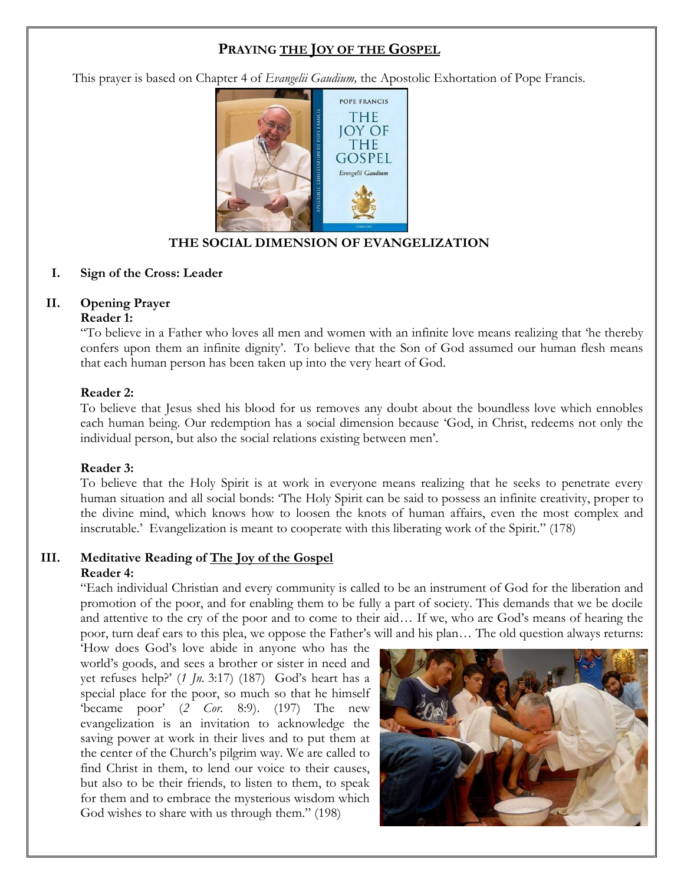# **PRAYING THE JOY OF THE GOSPEL**

This prayer is based on Chapter 4 of *Evangelii Gaudium,* the Apostolic Exhortation of Pope Francis.

## THE SOCIAL DIMENSION OF EVANGELIZATION

**I. Sign of the Cross: Leader**

**II. Opening Prayer**

**Reader 1:**

"To believe in a Father who loves all men and women with an infinite love means realizing that 'he thereby confers upon them an infinite dignity'. To believe that the Son of God assumed our human flesh means that each human person has been taken up into the very heart of God.

**Reader 2:**

To believe that Jesus shed his blood for us removes any doubt about the boundless love which ennobles each human being. Our redemption has a social dimension because 'God, in Christ, redeems not only the individual person, but also the social relations existing between men'.

**Reader 3:**

To believe that the Holy Spirit is at work in everyone means realizing that he seeks to penetrate every human situation and all social bonds: 'The Holy Spirit can be said to possess an infinite creativity, proper to the divine mind, which knows how to loosen the knots of human affairs, even the most complex and inscrutable.' Evangelization is meant to cooperate with this liberating work of the Spirit." (178)

**III. Meditative Reading of The Joy of the Gospel**

**Reader 4:**

"Each individual Christian and every community is called to be an instrument of God for the liberation and promotion of the poor, and for enabling them to be fully a part of society. This demands that we be docile and attentive to the cry of the poor and to come to their aid… If we, who are God's means of hearing the poor, turn deaf ears to this plea, we oppose the Father's will and his plan… The old question always returns: 'How does God's love abide in anyone who has the world's goods, and sees a brother or sister in need and yet refuses help?' (*1 Jn.* 3:17) (187) God's heart has a special place for the poor, so much so that he himself 'became poor' (*2 Cor.* 8:9). (197) The new evangelization is an invitation to acknowledge the saving power at work in their lives and to put them at the center of the Church's pilgrim way. We are called to find Christ in them, to lend our voice to their causes, but also to be their friends, to listen to them, to speak for them and to embrace the mysterious wisdom which God wishes to share with us through them." (198)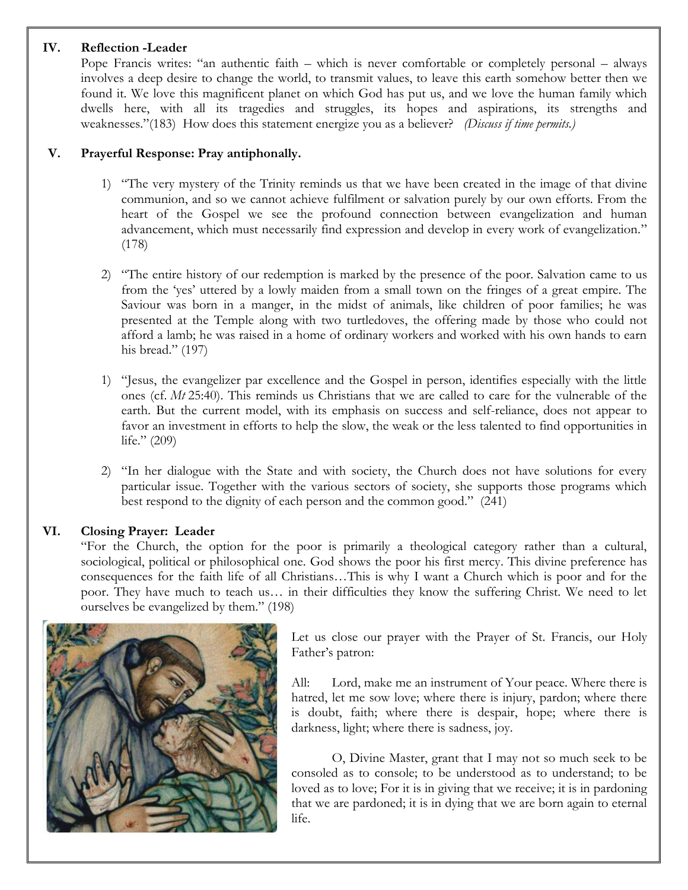## IV. Reflection -Leader

Pope Francis writes: "an authentic faith – which is never comfortable or completely personal – always involves a deep desire to change the world, to transmit values, to leave this earth somehow better then we found it. We love this magnificent planet on which God has put us, and we love the human family which dwells here, with all its tragedies and struggles, its hopes and aspirations, its strengths and weaknesses."(183) How does this statement energize you as a believer? *(Discuss if time permits.)*

## V. Prayerful Response: Pray antiphonally.

1) "The very mystery of the Trinity reminds us that we have been created in the image of that divine communion, and so we cannot achieve fulfilment or salvation purely by our own efforts. From the heart of the Gospel we see the profound connection between evangelization and human advancement, which must necessarily find expression and develop in every work of evangelization." (178)

2) "The entire history of our redemption is marked by the presence of the poor. Salvation came to us from the 'yes' uttered by a lowly maiden from a small town on the fringes of a great empire. The Saviour was born in a manger, in the midst of animals, like children of poor families; he was presented at the Temple along with two turtledoves, the offering made by those who could not afford a lamb; he was raised in a home of ordinary workers and worked with his own hands to earn his bread." (197)

1) "Jesus, the evangelizer par excellence and the Gospel in person, identifies especially with the little ones (cf. *Mt* 25:40). This reminds us Christians that we are called to care for the vulnerable of the earth. But the current model, with its emphasis on success and self-reliance, does not appear to favor an investment in efforts to help the slow, the weak or the less talented to find opportunities in life." (209)

2) "In her dialogue with the State and with society, the Church does not have solutions for every particular issue. Together with the various sectors of society, she supports those programs which best respond to the dignity of each person and the common good." (241)

## VI. Closing Prayer: Leader

"For the Church, the option for the poor is primarily a theological category rather than a cultural, sociological, political or philosophical one. God shows the poor his first mercy. This divine preference has consequences for the faith life of all Christians…This is why I want a Church which is poor and for the poor. They have much to teach us… in their difficulties they know the suffering Christ. We need to let ourselves be evangelized by them." (198)

Let us close our prayer with the Prayer of St. Francis, our Holy Father's patron:

All: Lord, make me an instrument of Your peace. Where there is hatred, let me sow love; where there is injury, pardon; where there is doubt, faith; where there is despair, hope; where there is darkness, light; where there is sadness, joy.

O, Divine Master, grant that I may not so much seek to be consoled as to console; to be understood as to understand; to be loved as to love; For it is in giving that we receive; it is in pardoning that we are pardoned; it is in dying that we are born again to eternal life.